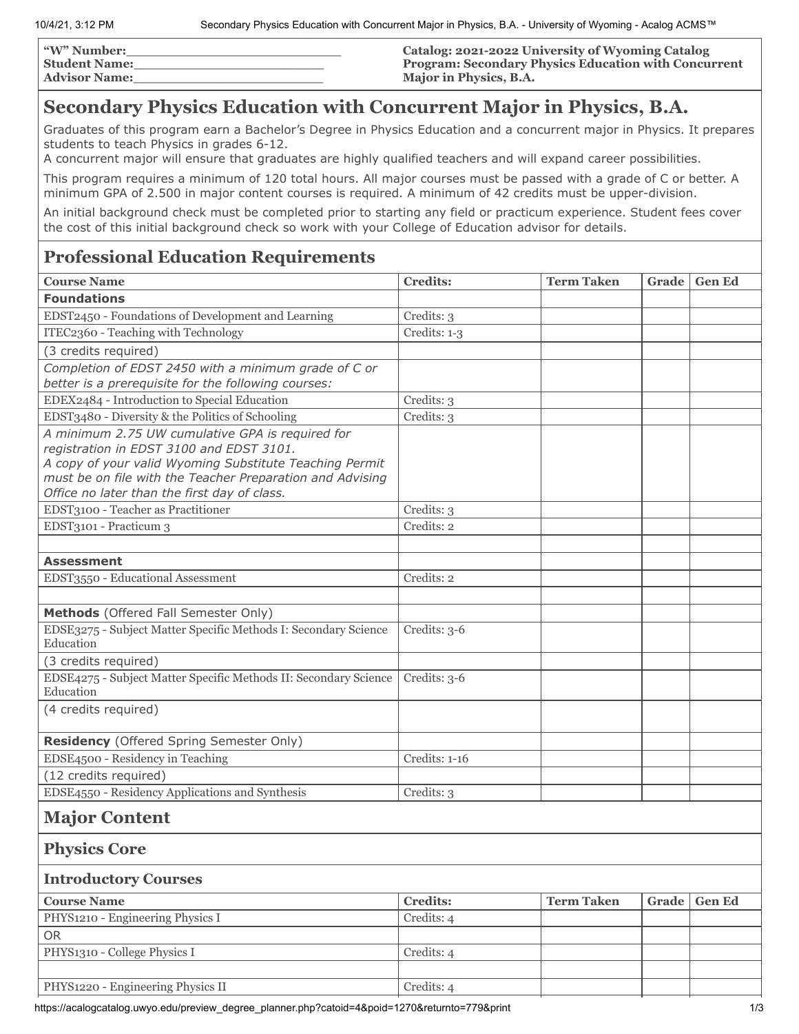**"W" Number:**\_\_\_\_\_\_\_\_\_\_\_\_\_\_\_\_\_\_\_\_\_\_\_\_\_
**Student Name:**\_\_\_\_\_\_\_\_\_\_\_\_\_\_\_\_\_\_\_\_\_\_\_
**Advisor Name:**\_\_\_\_\_\_\_\_\_\_\_\_\_\_\_\_\_\_\_\_\_\_\_

**Catalog: 2021-2022 University of Wyoming Catalog**
**Program: Secondary Physics Education with Concurrent Major in Physics, B.A.**

# Secondary Physics Education with Concurrent Major in Physics, B.A.

Graduates of this program earn a Bachelor's Degree in Physics Education and a concurrent major in Physics. It prepares students to teach Physics in grades 6-12.
A concurrent major will ensure that graduates are highly qualified teachers and will expand career possibilities.

This program requires a minimum of 120 total hours. All major courses must be passed with a grade of C or better. A minimum GPA of 2.500 in major content courses is required. A minimum of 42 credits must be upper-division.

An initial background check must be completed prior to starting any field or practicum experience. Student fees cover the cost of this initial background check so work with your College of Education advisor for details.

## Professional Education Requirements

| Course Name | Credits: | Term Taken | Grade | Gen Ed |
|---|---|---|---|---|
| **Foundations** | | | | |
| EDST2450 - Foundations of Development and Learning | Credits: 3 | | | |
| ITEC2360 - Teaching with Technology | Credits: 1-3 | | | |
| (3 credits required) | | | | |
| *Completion of EDST 2450 with a minimum grade of C or better is a prerequisite for the following courses:* | | | | |
| EDEX2484 - Introduction to Special Education | Credits: 3 | | | |
| EDST3480 - Diversity & the Politics of Schooling | Credits: 3 | | | |
| *A minimum 2.75 UW cumulative GPA is required for registration in EDST 3100 and EDST 3101. A copy of your valid Wyoming Substitute Teaching Permit must be on file with the Teacher Preparation and Advising Office no later than the first day of class.* | | | | |
| EDST3100 - Teacher as Practitioner | Credits: 3 | | | |
| EDST3101 - Practicum 3 | Credits: 2 | | | |
| | | | | |
| **Assessment** | | | | |
| EDST3550 - Educational Assessment | Credits: 2 | | | |
| | | | | |
| **Methods** (Offered Fall Semester Only) | | | | |
| EDSE3275 - Subject Matter Specific Methods I: Secondary Science Education | Credits: 3-6 | | | |
| (3 credits required) | | | | |
| EDSE4275 - Subject Matter Specific Methods II: Secondary Science Education | Credits: 3-6 | | | |
| (4 credits required) | | | | |
| **Residency** (Offered Spring Semester Only) | | | | |
| EDSE4500 - Residency in Teaching | Credits: 1-16 | | | |
| (12 credits required) | | | | |
| EDSE4550 - Residency Applications and Synthesis | Credits: 3 | | | |

## Major Content

## Physics Core

### Introductory Courses

| Course Name | Credits: | Term Taken | Grade | Gen Ed |
|---|---|---|---|---|
| PHYS1210 - Engineering Physics I | Credits: 4 | | | |
| OR | | | | |
| PHYS1310 - College Physics I | Credits: 4 | | | |
| | | | | |
| PHYS1220 - Engineering Physics II | Credits: 4 | | | |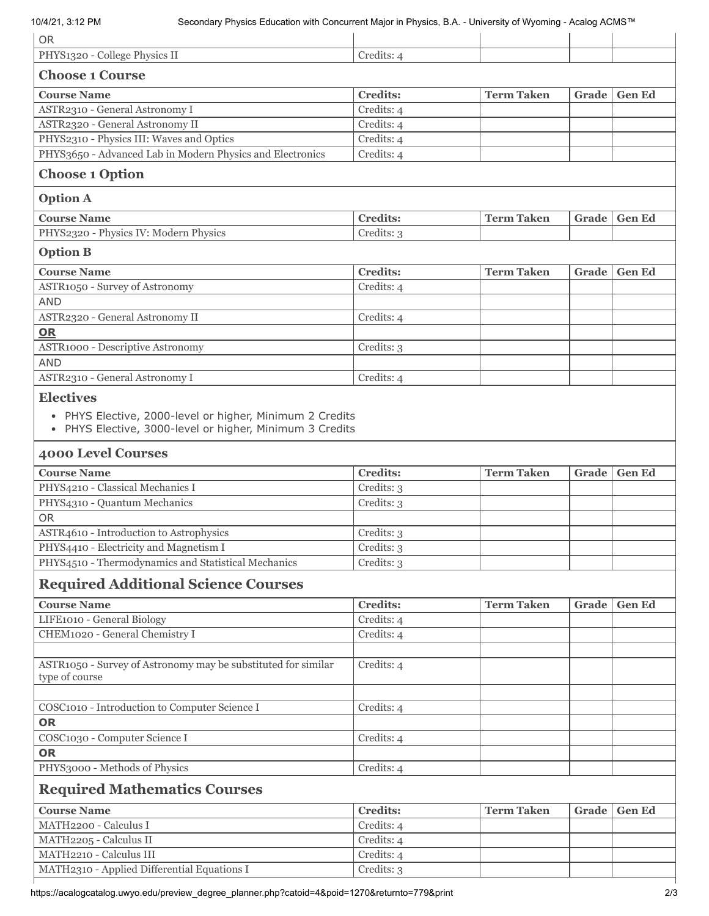| | | | | |
|---|---|---|---|---|
| OR | | | | |
| PHYS1320 - College Physics II | Credits: 4 | | | |

### Choose 1 Course

| Course Name | Credits: | Term Taken | Grade | Gen Ed |
|---|---|---|---|---|
| ASTR2310 - General Astronomy I | Credits: 4 | | | |
| ASTR2320 - General Astronomy II | Credits: 4 | | | |
| PHYS2310 - Physics III: Waves and Optics | Credits: 4 | | | |
| PHYS3650 - Advanced Lab in Modern Physics and Electronics | Credits: 4 | | | |

### Choose 1 Option

#### Option A

| Course Name | Credits: | Term Taken | Grade | Gen Ed |
|---|---|---|---|---|
| PHYS2320 - Physics IV: Modern Physics | Credits: 3 | | | |

#### Option B

| Course Name | Credits: | Term Taken | Grade | Gen Ed |
|---|---|---|---|---|
| ASTR1050 - Survey of Astronomy | Credits: 4 | | | |
| AND | | | | |
| ASTR2320 - General Astronomy II | Credits: 4 | | | |
| **OR** | | | | |
| ASTR1000 - Descriptive Astronomy | Credits: 3 | | | |
| AND | | | | |
| ASTR2310 - General Astronomy I | Credits: 4 | | | |

### Electives

- PHYS Elective, 2000-level or higher, Minimum 2 Credits
- PHYS Elective, 3000-level or higher, Minimum 3 Credits

### 4000 Level Courses

| Course Name | Credits: | Term Taken | Grade | Gen Ed |
|---|---|---|---|---|
| PHYS4210 - Classical Mechanics I | Credits: 3 | | | |
| PHYS4310 - Quantum Mechanics | Credits: 3 | | | |
| OR | | | | |
| ASTR4610 - Introduction to Astrophysics | Credits: 3 | | | |
| PHYS4410 - Electricity and Magnetism I | Credits: 3 | | | |
| PHYS4510 - Thermodynamics and Statistical Mechanics | Credits: 3 | | | |

## Required Additional Science Courses

| Course Name | Credits: | Term Taken | Grade | Gen Ed |
|---|---|---|---|---|
| LIFE1010 - General Biology | Credits: 4 | | | |
| CHEM1020 - General Chemistry I | Credits: 4 | | | |
| | | | | |
| ASTR1050 - Survey of Astronomy may be substituted for similar type of course | Credits: 4 | | | |
| | | | | |
| COSC1010 - Introduction to Computer Science I | Credits: 4 | | | |
| **OR** | | | | |
| COSC1030 - Computer Science I | Credits: 4 | | | |
| **OR** | | | | |
| PHYS3000 - Methods of Physics | Credits: 4 | | | |

## Required Mathematics Courses

| Course Name | Credits: | Term Taken | Grade | Gen Ed |
|---|---|---|---|---|
| MATH2200 - Calculus I | Credits: 4 | | | |
| MATH2205 - Calculus II | Credits: 4 | | | |
| MATH2210 - Calculus III | Credits: 4 | | | |
| MATH2310 - Applied Differential Equations I | Credits: 3 | | | |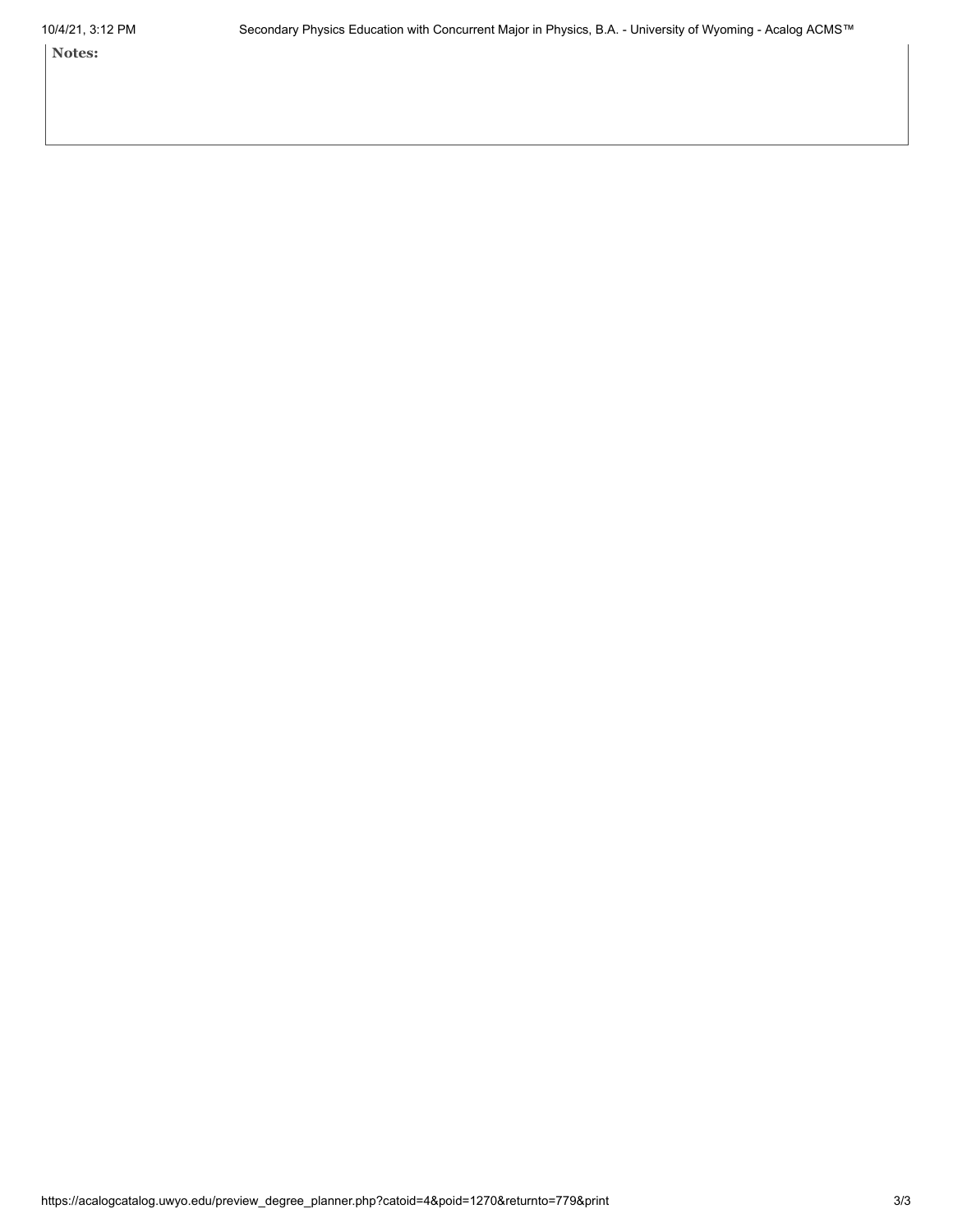**Notes:**